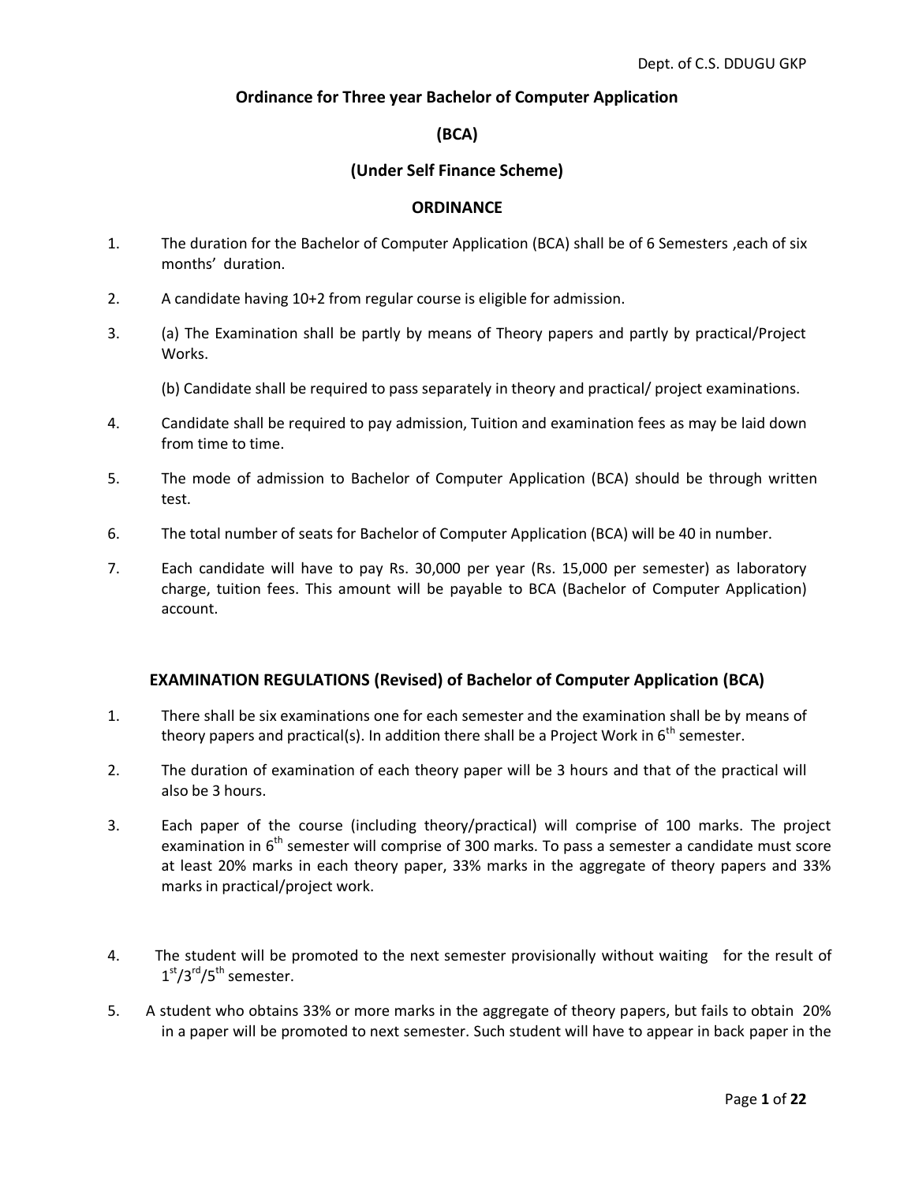# Ordinance for Three year Bachelor of Computer Application

## (BCA)

## (Under Self Finance Scheme)

## ORDINANCE

1. The duration for the Bachelor of Computer Application (BCA) shall be of 6 Semesters ,each of six months' duration.

2. A candidate having 10+2 from regular course is eligible for admission.

3. (a) The Examination shall be partly by means of Theory papers and partly by practical/Project Works.

   (b) Candidate shall be required to pass separately in theory and practical/ project examinations.

4. Candidate shall be required to pay admission, Tuition and examination fees as may be laid down from time to time.

5. The mode of admission to Bachelor of Computer Application (BCA) should be through written test.

6. The total number of seats for Bachelor of Computer Application (BCA) will be 40 in number.

7. Each candidate will have to pay Rs. 30,000 per year (Rs. 15,000 per semester) as laboratory charge, tuition fees. This amount will be payable to BCA (Bachelor of Computer Application) account.

## EXAMINATION REGULATIONS (Revised) of Bachelor of Computer Application (BCA)

1. There shall be six examinations one for each semester and the examination shall be by means of theory papers and practical(s). In addition there shall be a Project Work in 6th semester.

2. The duration of examination of each theory paper will be 3 hours and that of the practical will also be 3 hours.

3. Each paper of the course (including theory/practical) will comprise of 100 marks. The project examination in 6th semester will comprise of 300 marks. To pass a semester a candidate must score at least 20% marks in each theory paper, 33% marks in the aggregate of theory papers and 33% marks in practical/project work.

4. The student will be promoted to the next semester provisionally without waiting for the result of 1st/3rd/5th semester.

5. A student who obtains 33% or more marks in the aggregate of theory papers, but fails to obtain 20% in a paper will be promoted to next semester. Such student will have to appear in back paper in the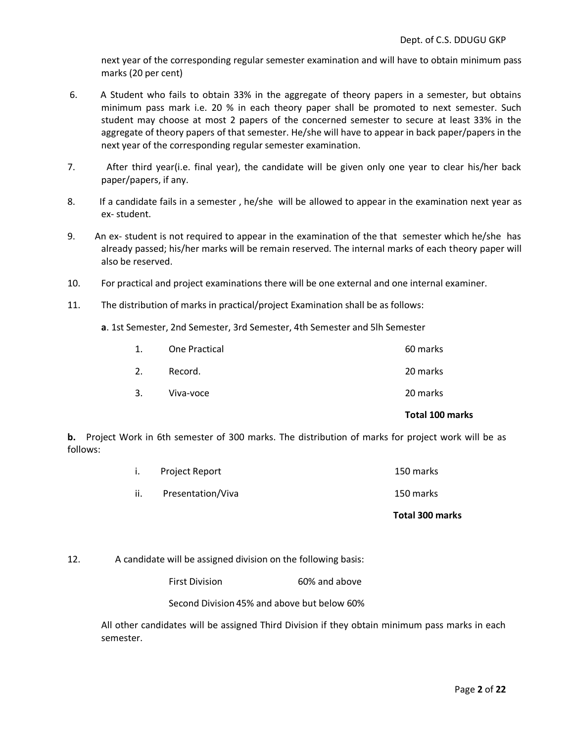next year of the corresponding regular semester examination and will have to obtain minimum pass marks (20 per cent)

6. A Student who fails to obtain 33% in the aggregate of theory papers in a semester, but obtains minimum pass mark i.e. 20 % in each theory paper shall be promoted to next semester. Such student may choose at most 2 papers of the concerned semester to secure at least 33% in the aggregate of theory papers of that semester. He/she will have to appear in back paper/papers in the next year of the corresponding regular semester examination.

7. After third year(i.e. final year), the candidate will be given only one year to clear his/her back paper/papers, if any.

8. If a candidate fails in a semester , he/she will be allowed to appear in the examination next year as ex- student.

9. An ex- student is not required to appear in the examination of the that semester which he/she has already passed; his/her marks will be remain reserved. The internal marks of each theory paper will also be reserved.

10. For practical and project examinations there will be one external and one internal examiner.

11. The distribution of marks in practical/project Examination shall be as follows:

**a**. 1st Semester, 2nd Semester, 3rd Semester, 4th Semester and 5lh Semester

| | | |
|---|---|---|
| 1. | One Practical | 60 marks |
| 2. | Record. | 20 marks |
| 3. | Viva-voce | 20 marks |
| | | **Total 100 marks** |

**b.** Project Work in 6th semester of 300 marks. The distribution of marks for project work will be as follows:

| | | |
|---|---|---|
| i. | Project Report | 150 marks |
| ii. | Presentation/Viva | 150 marks |
| | | **Total 300 marks** |

12. A candidate will be assigned division on the following basis:

| | |
|---|---|
| First Division | 60% and above |
| Second Division | 45% and above but below 60% |

All other candidates will be assigned Third Division if they obtain minimum pass marks in each semester.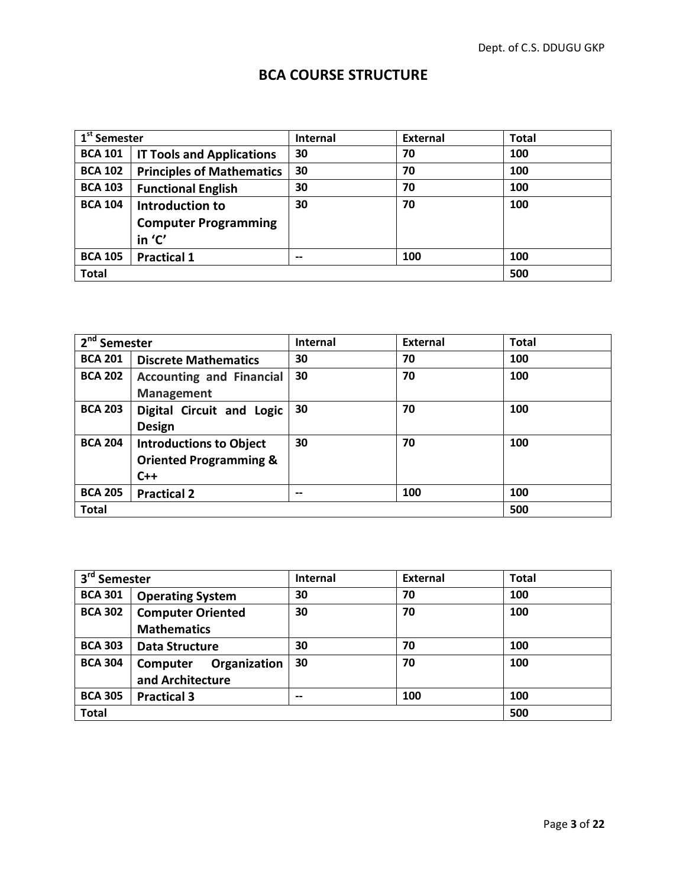# BCA COURSE STRUCTURE

| 1st Semester | | Internal | External | Total |
|---|---|---|---|---|
| BCA 101 | IT Tools and Applications | 30 | 70 | 100 |
| BCA 102 | Principles of Mathematics | 30 | 70 | 100 |
| BCA 103 | Functional English | 30 | 70 | 100 |
| BCA 104 | Introduction to Computer Programming in 'C' | 30 | 70 | 100 |
| BCA 105 | Practical 1 | -- | 100 | 100 |
| Total | | | | 500 |

| 2nd Semester | | Internal | External | Total |
|---|---|---|---|---|
| BCA 201 | Discrete Mathematics | 30 | 70 | 100 |
| BCA 202 | Accounting and Financial Management | 30 | 70 | 100 |
| BCA 203 | Digital Circuit and Logic Design | 30 | 70 | 100 |
| BCA 204 | Introductions to Object Oriented Programming & C++ | 30 | 70 | 100 |
| BCA 205 | Practical 2 | -- | 100 | 100 |
| Total | | | | 500 |

| 3rd Semester | | Internal | External | Total |
|---|---|---|---|---|
| BCA 301 | Operating System | 30 | 70 | 100 |
| BCA 302 | Computer Oriented Mathematics | 30 | 70 | 100 |
| BCA 303 | Data Structure | 30 | 70 | 100 |
| BCA 304 | Computer Organization and Architecture | 30 | 70 | 100 |
| BCA 305 | Practical 3 | -- | 100 | 100 |
| Total | | | | 500 |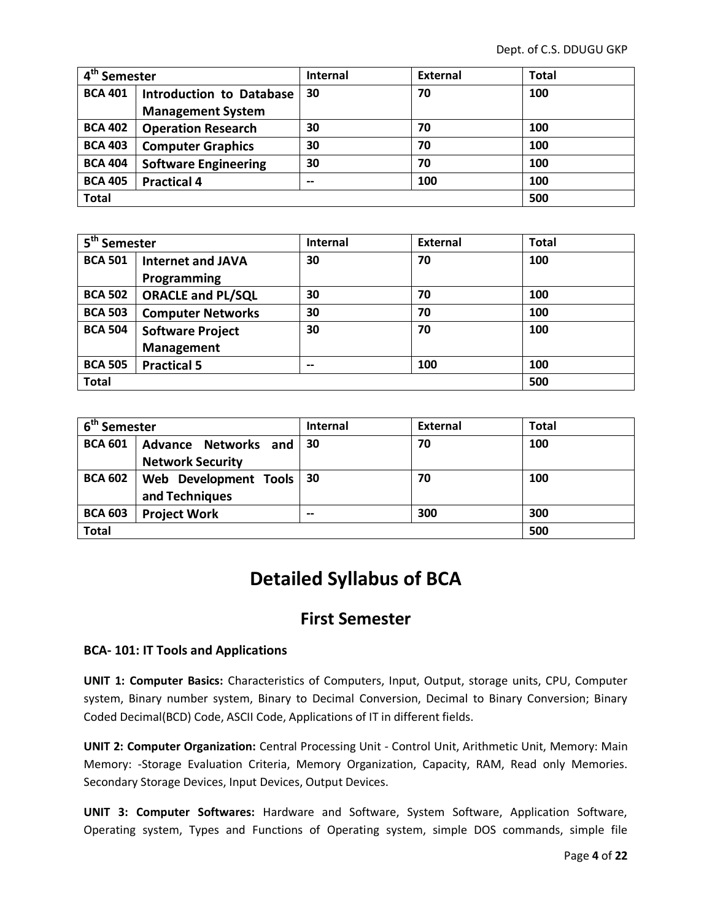| 4th Semester | | Internal | External | Total |
|---|---|---|---|---|
| BCA 401 | Introduction to Database Management System | 30 | 70 | 100 |
| BCA 402 | Operation Research | 30 | 70 | 100 |
| BCA 403 | Computer Graphics | 30 | 70 | 100 |
| BCA 404 | Software Engineering | 30 | 70 | 100 |
| BCA 405 | Practical 4 | -- | 100 | 100 |
| Total | | | | 500 |

| 5th Semester | | Internal | External | Total |
|---|---|---|---|---|
| BCA 501 | Internet and JAVA Programming | 30 | 70 | 100 |
| BCA 502 | ORACLE and PL/SQL | 30 | 70 | 100 |
| BCA 503 | Computer Networks | 30 | 70 | 100 |
| BCA 504 | Software Project Management | 30 | 70 | 100 |
| BCA 505 | Practical 5 | -- | 100 | 100 |
| Total | | | | 500 |

| 6th Semester | | Internal | External | Total |
|---|---|---|---|---|
| BCA 601 | Advance Networks and Network Security | 30 | 70 | 100 |
| BCA 602 | Web Development Tools and Techniques | 30 | 70 | 100 |
| BCA 603 | Project Work | -- | 300 | 300 |
| Total | | | | 500 |

# Detailed Syllabus of BCA

## First Semester

### BCA- 101: IT Tools and Applications

**UNIT 1: Computer Basics:** Characteristics of Computers, Input, Output, storage units, CPU, Computer system, Binary number system, Binary to Decimal Conversion, Decimal to Binary Conversion; Binary Coded Decimal(BCD) Code, ASCII Code, Applications of IT in different fields.

**UNIT 2: Computer Organization:** Central Processing Unit - Control Unit, Arithmetic Unit, Memory: Main Memory: -Storage Evaluation Criteria, Memory Organization, Capacity, RAM, Read only Memories. Secondary Storage Devices, Input Devices, Output Devices.

**UNIT 3: Computer Softwares:** Hardware and Software, System Software, Application Software, Operating system, Types and Functions of Operating system, simple DOS commands, simple file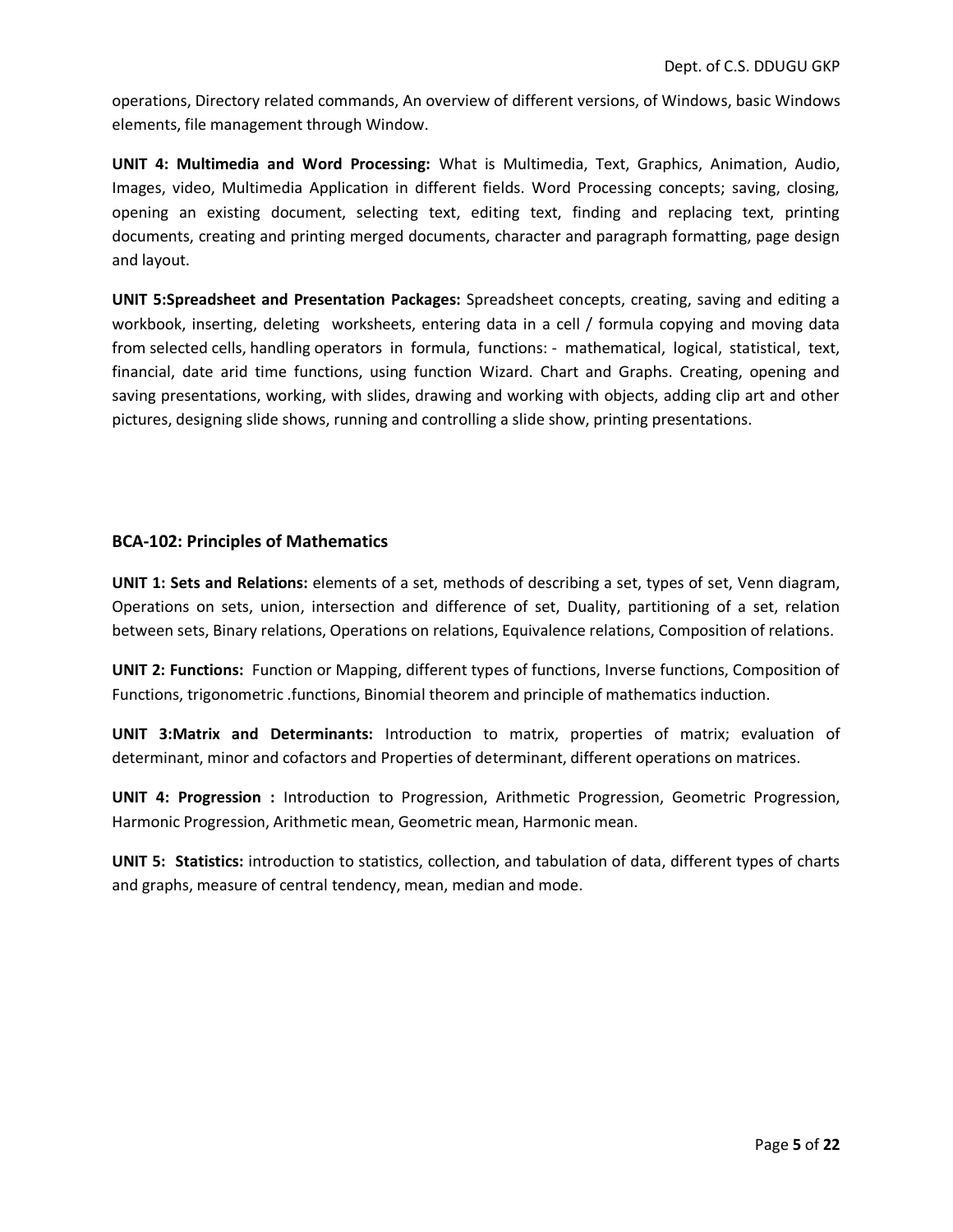operations, Directory related commands, An overview of different versions, of Windows, basic Windows elements, file management through Window.

**UNIT 4: Multimedia and Word Processing:** What is Multimedia, Text, Graphics, Animation, Audio, Images, video, Multimedia Application in different fields. Word Processing concepts; saving, closing, opening an existing document, selecting text, editing text, finding and replacing text, printing documents, creating and printing merged documents, character and paragraph formatting, page design and layout.

**UNIT 5:Spreadsheet and Presentation Packages:** Spreadsheet concepts, creating, saving and editing a workbook, inserting, deleting worksheets, entering data in a cell / formula copying and moving data from selected cells, handling operators in formula, functions: - mathematical, logical, statistical, text, financial, date arid time functions, using function Wizard. Chart and Graphs. Creating, opening and saving presentations, working, with slides, drawing and working with objects, adding clip art and other pictures, designing slide shows, running and controlling a slide show, printing presentations.

### BCA-102: Principles of Mathematics

**UNIT 1: Sets and Relations:** elements of a set, methods of describing a set, types of set, Venn diagram, Operations on sets, union, intersection and difference of set, Duality, partitioning of a set, relation between sets, Binary relations, Operations on relations, Equivalence relations, Composition of relations.

**UNIT 2: Functions:** Function or Mapping, different types of functions, Inverse functions, Composition of Functions, trigonometric .functions, Binomial theorem and principle of mathematics induction.

**UNIT 3:Matrix and Determinants:** Introduction to matrix, properties of matrix; evaluation of determinant, minor and cofactors and Properties of determinant, different operations on matrices.

**UNIT 4: Progression :** Introduction to Progression, Arithmetic Progression, Geometric Progression, Harmonic Progression, Arithmetic mean, Geometric mean, Harmonic mean.

**UNIT 5: Statistics:** introduction to statistics, collection, and tabulation of data, different types of charts and graphs, measure of central tendency, mean, median and mode.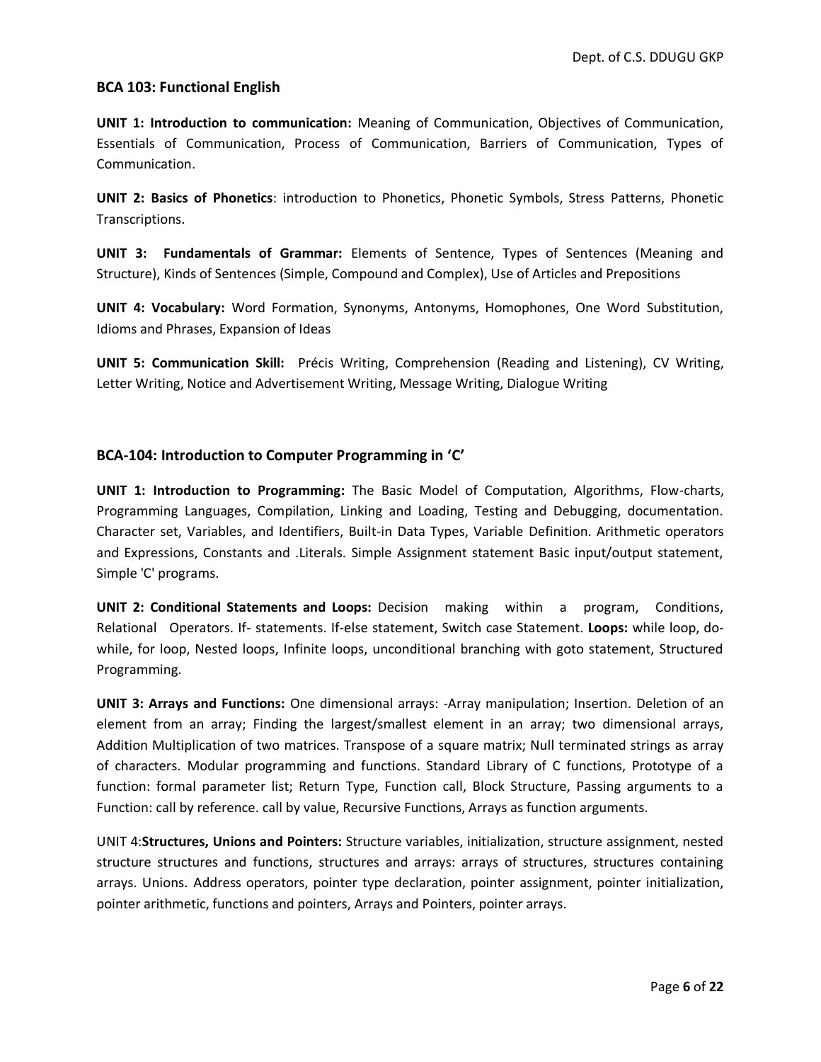### BCA 103: Functional English

**UNIT 1: Introduction to communication:** Meaning of Communication, Objectives of Communication, Essentials of Communication, Process of Communication, Barriers of Communication, Types of Communication.

**UNIT 2: Basics of Phonetics**: introduction to Phonetics, Phonetic Symbols, Stress Patterns, Phonetic Transcriptions.

**UNIT 3: Fundamentals of Grammar:** Elements of Sentence, Types of Sentences (Meaning and Structure), Kinds of Sentences (Simple, Compound and Complex), Use of Articles and Prepositions

**UNIT 4: Vocabulary:** Word Formation, Synonyms, Antonyms, Homophones, One Word Substitution, Idioms and Phrases, Expansion of Ideas

**UNIT 5: Communication Skill:** Précis Writing, Comprehension (Reading and Listening), CV Writing, Letter Writing, Notice and Advertisement Writing, Message Writing, Dialogue Writing

### BCA-104: Introduction to Computer Programming in 'C'

**UNIT 1: Introduction to Programming:** The Basic Model of Computation, Algorithms, Flow-charts, Programming Languages, Compilation, Linking and Loading, Testing and Debugging, documentation. Character set, Variables, and Identifiers, Built-in Data Types, Variable Definition. Arithmetic operators and Expressions, Constants and .Literals. Simple Assignment statement Basic input/output statement, Simple 'C' programs.

**UNIT 2: Conditional Statements and Loops:** Decision making within a program, Conditions, Relational Operators. If- statements. If-else statement, Switch case Statement. **Loops:** while loop, do-while, for loop, Nested loops, Infinite loops, unconditional branching with goto statement, Structured Programming.

**UNIT 3: Arrays and Functions:** One dimensional arrays: -Array manipulation; Insertion. Deletion of an element from an array; Finding the largest/smallest element in an array; two dimensional arrays, Addition Multiplication of two matrices. Transpose of a square matrix; Null terminated strings as array of characters. Modular programming and functions. Standard Library of C functions, Prototype of a function: formal parameter list; Return Type, Function call, Block Structure, Passing arguments to a Function: call by reference. call by value, Recursive Functions, Arrays as function arguments.

UNIT 4:**Structures, Unions and Pointers:** Structure variables, initialization, structure assignment, nested structure structures and functions, structures and arrays: arrays of structures, structures containing arrays. Unions. Address operators, pointer type declaration, pointer assignment, pointer initialization, pointer arithmetic, functions and pointers, Arrays and Pointers, pointer arrays.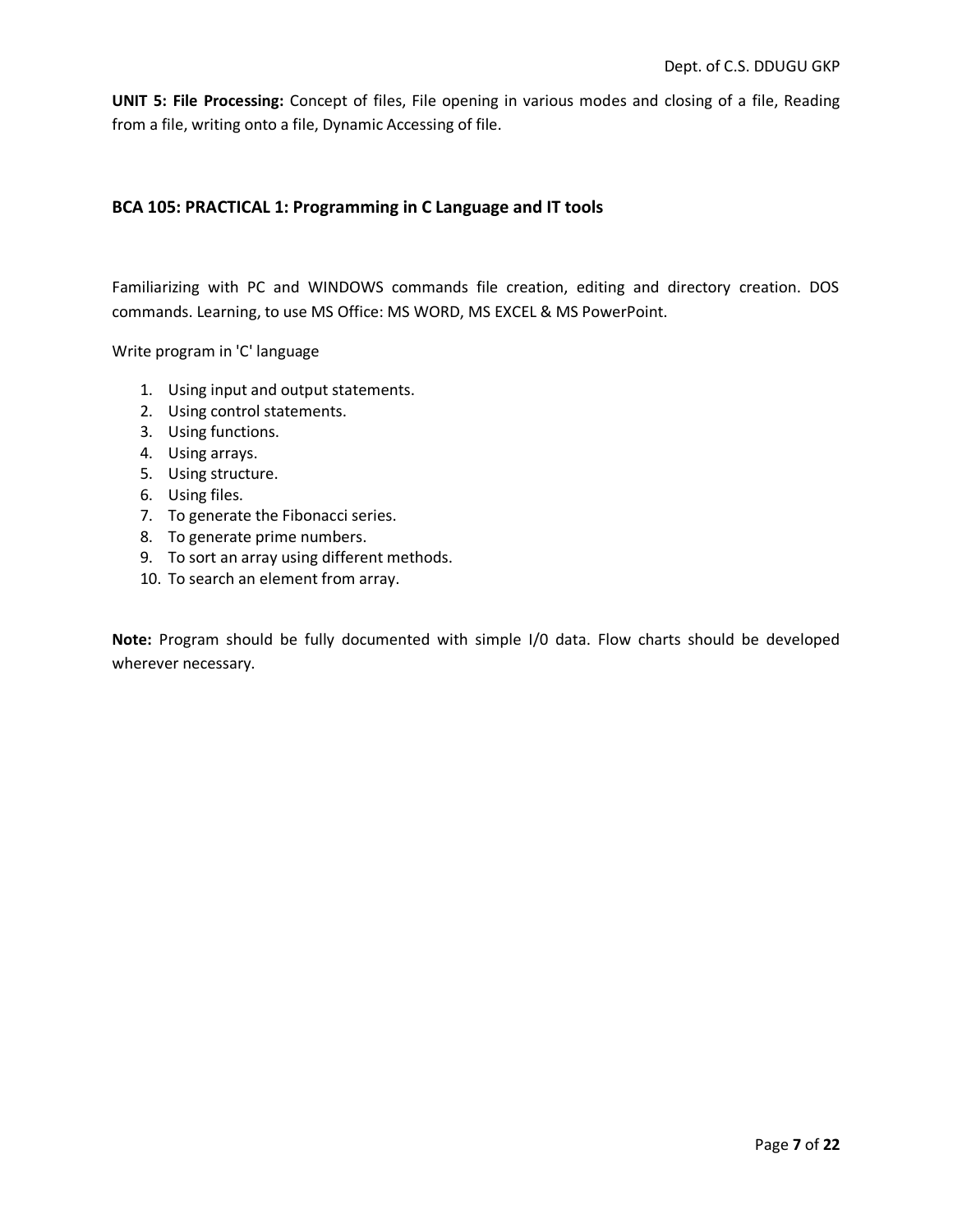**UNIT 5: File Processing:** Concept of files, File opening in various modes and closing of a file, Reading from a file, writing onto a file, Dynamic Accessing of file.

### BCA 105: PRACTICAL 1: Programming in C Language and IT tools

Familiarizing with PC and WINDOWS commands file creation, editing and directory creation. DOS commands. Learning, to use MS Office: MS WORD, MS EXCEL & MS PowerPoint.

Write program in 'C' language

1. Using input and output statements.
2. Using control statements.
3. Using functions.
4. Using arrays.
5. Using structure.
6. Using files.
7. To generate the Fibonacci series.
8. To generate prime numbers.
9. To sort an array using different methods.
10. To search an element from array.

**Note:** Program should be fully documented with simple I/0 data. Flow charts should be developed wherever necessary.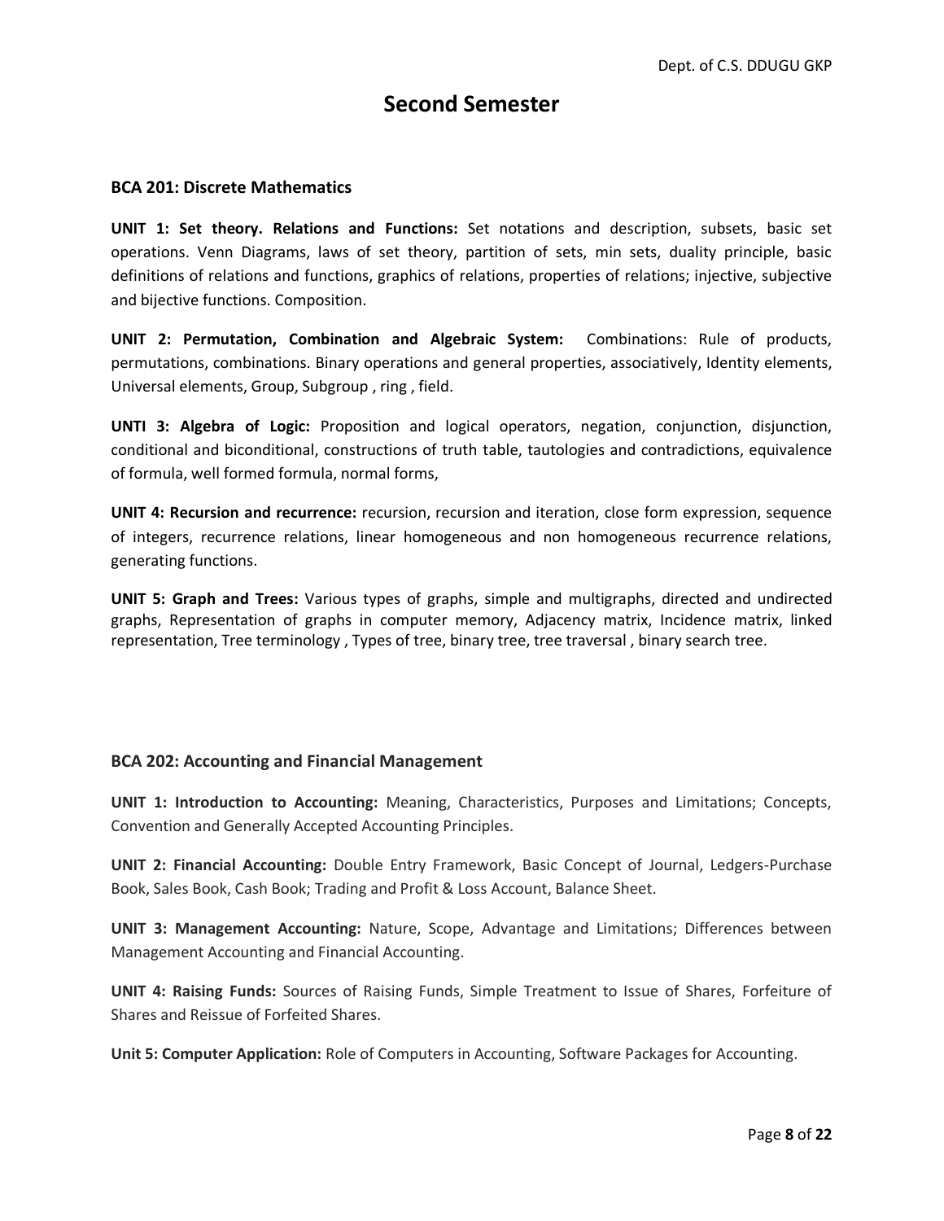# Second Semester

### BCA 201: Discrete Mathematics

**UNIT 1: Set theory. Relations and Functions:** Set notations and description, subsets, basic set operations. Venn Diagrams, laws of set theory, partition of sets, min sets, duality principle, basic definitions of relations and functions, graphics of relations, properties of relations; injective, subjective and bijective functions. Composition.

**UNIT 2: Permutation, Combination and Algebraic System:** Combinations: Rule of products, permutations, combinations. Binary operations and general properties, associatively, Identity elements, Universal elements, Group, Subgroup , ring , field.

**UNTI 3: Algebra of Logic:** Proposition and logical operators, negation, conjunction, disjunction, conditional and biconditional, constructions of truth table, tautologies and contradictions, equivalence of formula, well formed formula, normal forms,

**UNIT 4: Recursion and recurrence:** recursion, recursion and iteration, close form expression, sequence of integers, recurrence relations, linear homogeneous and non homogeneous recurrence relations, generating functions.

**UNIT 5: Graph and Trees:** Various types of graphs, simple and multigraphs, directed and undirected graphs, Representation of graphs in computer memory, Adjacency matrix, Incidence matrix, linked representation, Tree terminology , Types of tree, binary tree, tree traversal , binary search tree.

### BCA 202: Accounting and Financial Management

**UNIT 1: Introduction to Accounting:** Meaning, Characteristics, Purposes and Limitations; Concepts, Convention and Generally Accepted Accounting Principles.

**UNIT 2: Financial Accounting:** Double Entry Framework, Basic Concept of Journal, Ledgers-Purchase Book, Sales Book, Cash Book; Trading and Profit & Loss Account, Balance Sheet.

**UNIT 3: Management Accounting:** Nature, Scope, Advantage and Limitations; Differences between Management Accounting and Financial Accounting.

**UNIT 4: Raising Funds:** Sources of Raising Funds, Simple Treatment to Issue of Shares, Forfeiture of Shares and Reissue of Forfeited Shares.

**Unit 5: Computer Application:** Role of Computers in Accounting, Software Packages for Accounting.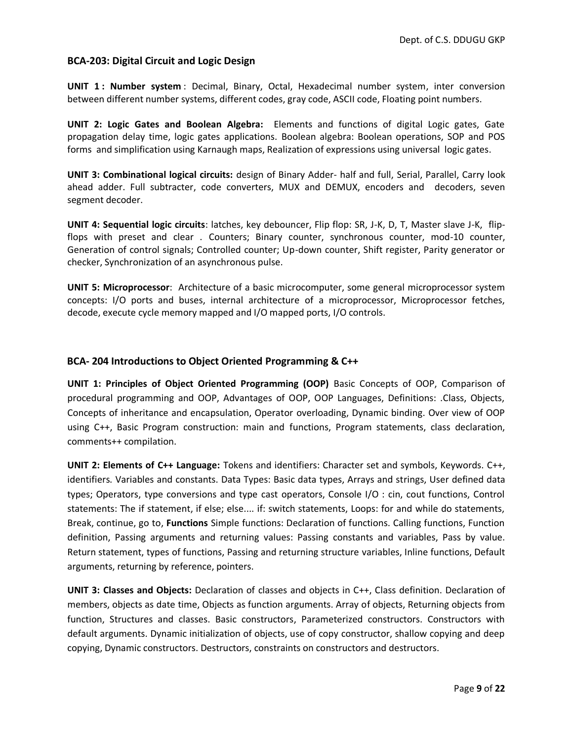### BCA-203: Digital Circuit and Logic Design

**UNIT 1 : Number system** : Decimal, Binary, Octal, Hexadecimal number system, inter conversion between different number systems, different codes, gray code, ASCII code, Floating point numbers.

**UNIT 2: Logic Gates and Boolean Algebra:** Elements and functions of digital Logic gates, Gate propagation delay time, logic gates applications. Boolean algebra: Boolean operations, SOP and POS forms and simplification using Karnaugh maps, Realization of expressions using universal logic gates.

**UNIT 3: Combinational logical circuits:** design of Binary Adder- half and full, Serial, Parallel, Carry look ahead adder. Full subtracter, code converters, MUX and DEMUX, encoders and decoders, seven segment decoder.

**UNIT 4: Sequential logic circuits**: latches, key debouncer, Flip flop: SR, J-K, D, T, Master slave J-K, flip-flops with preset and clear . Counters; Binary counter, synchronous counter, mod-10 counter, Generation of control signals; Controlled counter; Up-down counter, Shift register, Parity generator or checker, Synchronization of an asynchronous pulse.

**UNIT 5: Microprocessor**: Architecture of a basic microcomputer, some general microprocessor system concepts: I/O ports and buses, internal architecture of a microprocessor, Microprocessor fetches, decode, execute cycle memory mapped and I/O mapped ports, I/O controls.

### BCA- 204 Introductions to Object Oriented Programming & C++

**UNIT 1: Principles of Object Oriented Programming (OOP)** Basic Concepts of OOP, Comparison of procedural programming and OOP, Advantages of OOP, OOP Languages, Definitions: .Class, Objects, Concepts of inheritance and encapsulation, Operator overloading, Dynamic binding. Over view of OOP using C++, Basic Program construction: main and functions, Program statements, class declaration, comments++ compilation.

**UNIT 2: Elements of C++ Language:** Tokens and identifiers: Character set and symbols, Keywords. C++, identifiers. Variables and constants. Data Types: Basic data types, Arrays and strings, User defined data types; Operators, type conversions and type cast operators, Console I/O : cin, cout functions, Control statements: The if statement, if else; else.... if: switch statements, Loops: for and while do statements, Break, continue, go to, **Functions** Simple functions: Declaration of functions. Calling functions, Function definition, Passing arguments and returning values: Passing constants and variables, Pass by value. Return statement, types of functions, Passing and returning structure variables, Inline functions, Default arguments, returning by reference, pointers.

**UNIT 3: Classes and Objects:** Declaration of classes and objects in C++, Class definition. Declaration of members, objects as date time, Objects as function arguments. Array of objects, Returning objects from function, Structures and classes. Basic constructors, Parameterized constructors. Constructors with default arguments. Dynamic initialization of objects, use of copy constructor, shallow copying and deep copying, Dynamic constructors. Destructors, constraints on constructors and destructors.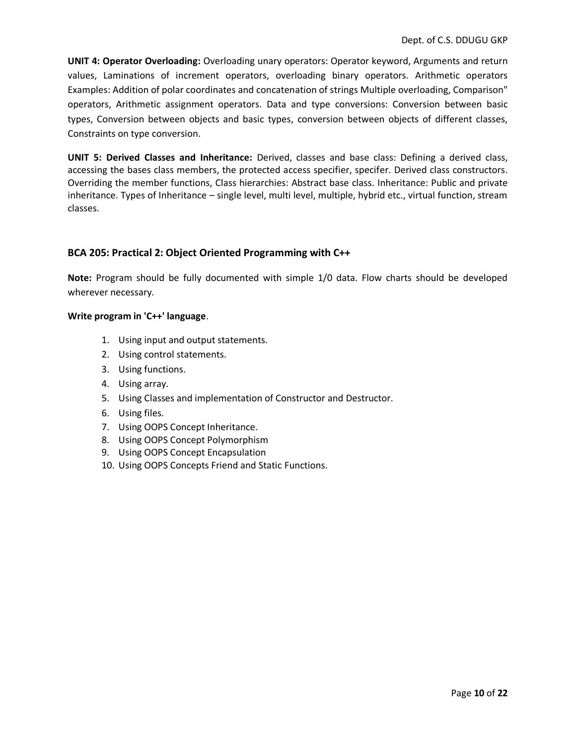**UNIT 4: Operator Overloading:** Overloading unary operators: Operator keyword, Arguments and return values, Laminations of increment operators, overloading binary operators. Arithmetic operators Examples: Addition of polar coordinates and concatenation of strings Multiple overloading, Comparison" operators, Arithmetic assignment operators. Data and type conversions: Conversion between basic types, Conversion between objects and basic types, conversion between objects of different classes, Constraints on type conversion.

**UNIT 5: Derived Classes and Inheritance:** Derived, classes and base class: Defining a derived class, accessing the bases class members, the protected access specifier, specifer. Derived class constructors. Overriding the member functions, Class hierarchies: Abstract base class. Inheritance: Public and private inheritance. Types of Inheritance – single level, multi level, multiple, hybrid etc., virtual function, stream classes.

## BCA 205: Practical 2: Object Oriented Programming with C++

**Note:** Program should be fully documented with simple 1/0 data. Flow charts should be developed wherever necessary.

**Write program in 'C++' language**.

1. Using input and output statements.
2. Using control statements.
3. Using functions.
4. Using array.
5. Using Classes and implementation of Constructor and Destructor.
6. Using files.
7. Using OOPS Concept Inheritance.
8. Using OOPS Concept Polymorphism
9. Using OOPS Concept Encapsulation
10. Using OOPS Concepts Friend and Static Functions.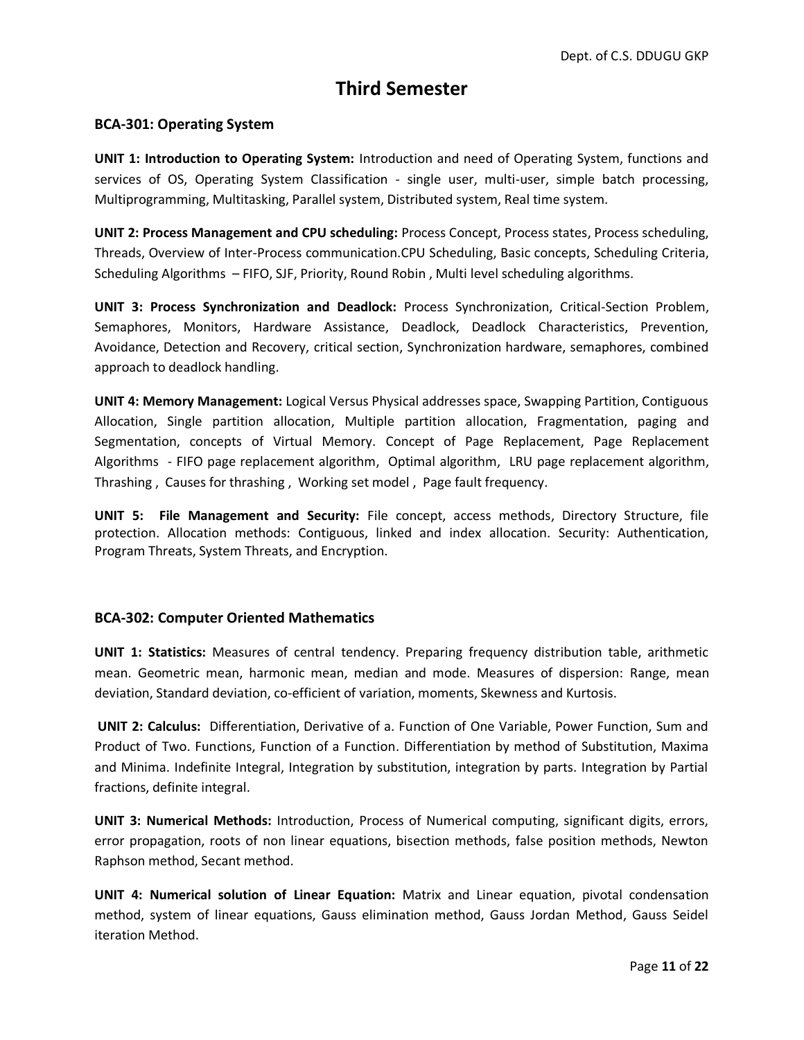# Third Semester

## BCA-301: Operating System

**UNIT 1: Introduction to Operating System:** Introduction and need of Operating System, functions and services of OS, Operating System Classification - single user, multi-user, simple batch processing, Multiprogramming, Multitasking, Parallel system, Distributed system, Real time system.

**UNIT 2: Process Management and CPU scheduling:** Process Concept, Process states, Process scheduling, Threads, Overview of Inter-Process communication.CPU Scheduling, Basic concepts, Scheduling Criteria, Scheduling Algorithms – FIFO, SJF, Priority, Round Robin , Multi level scheduling algorithms.

**UNIT 3: Process Synchronization and Deadlock:** Process Synchronization, Critical-Section Problem, Semaphores, Monitors, Hardware Assistance, Deadlock, Deadlock Characteristics, Prevention, Avoidance, Detection and Recovery, critical section, Synchronization hardware, semaphores, combined approach to deadlock handling.

**UNIT 4: Memory Management:** Logical Versus Physical addresses space, Swapping Partition, Contiguous Allocation, Single partition allocation, Multiple partition allocation, Fragmentation, paging and Segmentation, concepts of Virtual Memory. Concept of Page Replacement, Page Replacement Algorithms - FIFO page replacement algorithm, Optimal algorithm, LRU page replacement algorithm, Thrashing , Causes for thrashing , Working set model , Page fault frequency.

**UNIT 5: File Management and Security:** File concept, access methods, Directory Structure, file protection. Allocation methods: Contiguous, linked and index allocation. Security: Authentication, Program Threats, System Threats, and Encryption.

## BCA-302: Computer Oriented Mathematics

**UNIT 1: Statistics:** Measures of central tendency. Preparing frequency distribution table, arithmetic mean. Geometric mean, harmonic mean, median and mode. Measures of dispersion: Range, mean deviation, Standard deviation, co-efficient of variation, moments, Skewness and Kurtosis.

**UNIT 2: Calculus:** Differentiation, Derivative of a. Function of One Variable, Power Function, Sum and Product of Two. Functions, Function of a Function. Differentiation by method of Substitution, Maxima and Minima. Indefinite Integral, Integration by substitution, integration by parts. Integration by Partial fractions, definite integral.

**UNIT 3: Numerical Methods:** Introduction, Process of Numerical computing, significant digits, errors, error propagation, roots of non linear equations, bisection methods, false position methods, Newton Raphson method, Secant method.

**UNIT 4: Numerical solution of Linear Equation:** Matrix and Linear equation, pivotal condensation method, system of linear equations, Gauss elimination method, Gauss Jordan Method, Gauss Seidel iteration Method.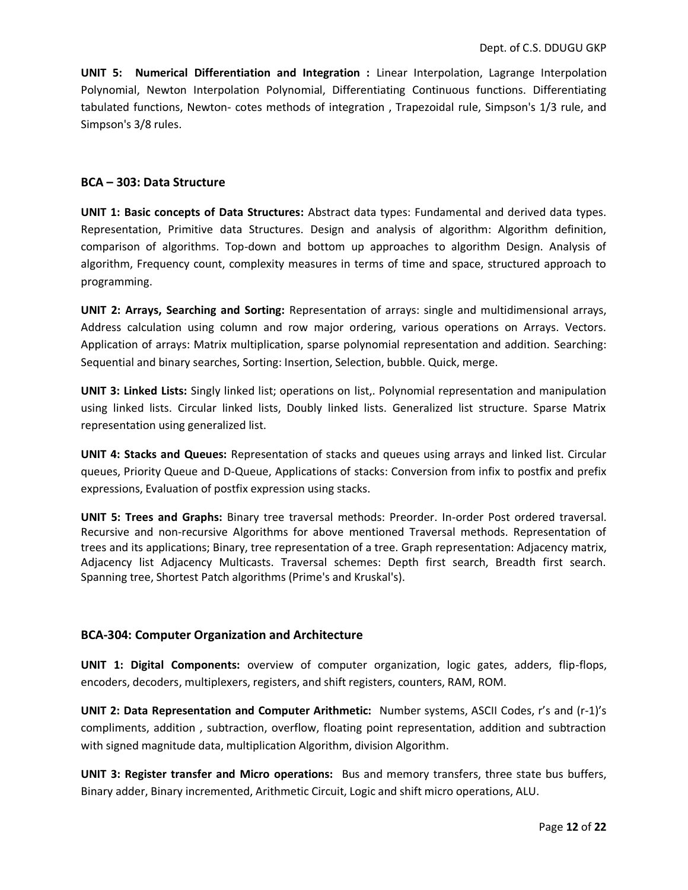**UNIT 5: Numerical Differentiation and Integration :** Linear Interpolation, Lagrange Interpolation Polynomial, Newton Interpolation Polynomial, Differentiating Continuous functions. Differentiating tabulated functions, Newton- cotes methods of integration , Trapezoidal rule, Simpson's 1/3 rule, and Simpson's 3/8 rules.

### BCA – 303: Data Structure

**UNIT 1: Basic concepts of Data Structures:** Abstract data types: Fundamental and derived data types. Representation, Primitive data Structures. Design and analysis of algorithm: Algorithm definition, comparison of algorithms. Top-down and bottom up approaches to algorithm Design. Analysis of algorithm, Frequency count, complexity measures in terms of time and space, structured approach to programming.

**UNIT 2: Arrays, Searching and Sorting:** Representation of arrays: single and multidimensional arrays, Address calculation using column and row major ordering, various operations on Arrays. Vectors. Application of arrays: Matrix multiplication, sparse polynomial representation and addition. Searching: Sequential and binary searches, Sorting: Insertion, Selection, bubble. Quick, merge.

**UNIT 3: Linked Lists:** Singly linked list; operations on list,. Polynomial representation and manipulation using linked lists. Circular linked lists, Doubly linked lists. Generalized list structure. Sparse Matrix representation using generalized list.

**UNIT 4: Stacks and Queues:** Representation of stacks and queues using arrays and linked list. Circular queues, Priority Queue and D-Queue, Applications of stacks: Conversion from infix to postfix and prefix expressions, Evaluation of postfix expression using stacks.

**UNIT 5: Trees and Graphs:** Binary tree traversal methods: Preorder. In-order Post ordered traversal. Recursive and non-recursive Algorithms for above mentioned Traversal methods. Representation of trees and its applications; Binary, tree representation of a tree. Graph representation: Adjacency matrix, Adjacency list Adjacency Multicasts. Traversal schemes: Depth first search, Breadth first search. Spanning tree, Shortest Patch algorithms (Prime's and Kruskal's).

### BCA-304: Computer Organization and Architecture

**UNIT 1: Digital Components:** overview of computer organization, logic gates, adders, flip-flops, encoders, decoders, multiplexers, registers, and shift registers, counters, RAM, ROM.

**UNIT 2: Data Representation and Computer Arithmetic:** Number systems, ASCII Codes, r's and (r-1)'s compliments, addition , subtraction, overflow, floating point representation, addition and subtraction with signed magnitude data, multiplication Algorithm, division Algorithm.

**UNIT 3: Register transfer and Micro operations:** Bus and memory transfers, three state bus buffers, Binary adder, Binary incremented, Arithmetic Circuit, Logic and shift micro operations, ALU.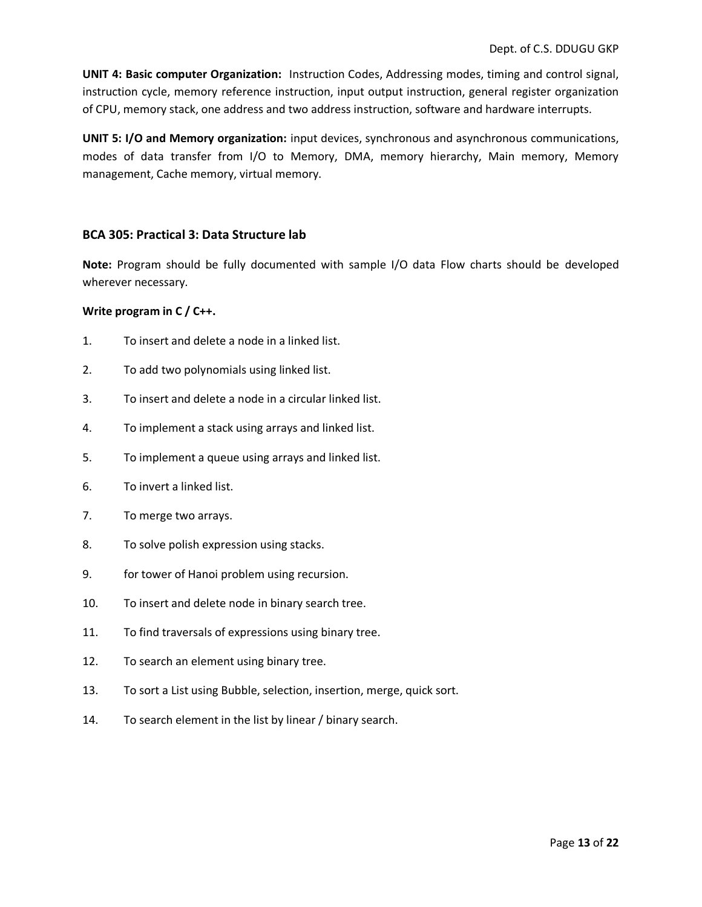**UNIT 4: Basic computer Organization:** Instruction Codes, Addressing modes, timing and control signal, instruction cycle, memory reference instruction, input output instruction, general register organization of CPU, memory stack, one address and two address instruction, software and hardware interrupts.

**UNIT 5: I/O and Memory organization:** input devices, synchronous and asynchronous communications, modes of data transfer from I/O to Memory, DMA, memory hierarchy, Main memory, Memory management, Cache memory, virtual memory.

### BCA 305: Practical 3: Data Structure lab

**Note:** Program should be fully documented with sample I/O data Flow charts should be developed wherever necessary.

**Write program in C / C++.**

1. To insert and delete a node in a linked list.
2. To add two polynomials using linked list.
3. To insert and delete a node in a circular linked list.
4. To implement a stack using arrays and linked list.
5. To implement a queue using arrays and linked list.
6. To invert a linked list.
7. To merge two arrays.
8. To solve polish expression using stacks.
9. for tower of Hanoi problem using recursion.
10. To insert and delete node in binary search tree.
11. To find traversals of expressions using binary tree.
12. To search an element using binary tree.
13. To sort a List using Bubble, selection, insertion, merge, quick sort.
14. To search element in the list by linear / binary search.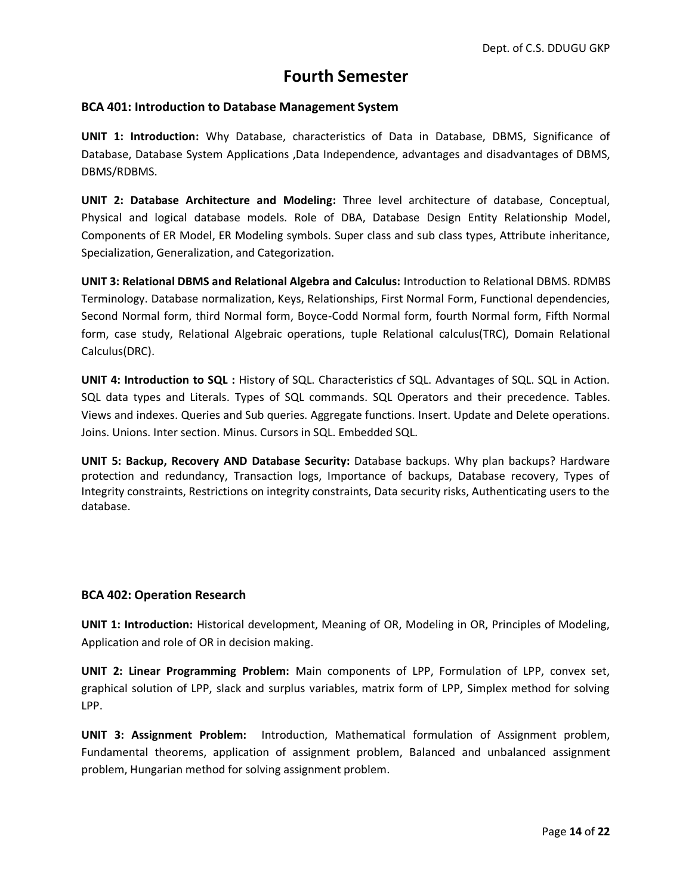# Fourth Semester

### BCA 401: Introduction to Database Management System

**UNIT 1: Introduction:** Why Database, characteristics of Data in Database, DBMS, Significance of Database, Database System Applications ,Data Independence, advantages and disadvantages of DBMS, DBMS/RDBMS.

**UNIT 2: Database Architecture and Modeling:** Three level architecture of database, Conceptual, Physical and logical database models. Role of DBA, Database Design Entity Relationship Model, Components of ER Model, ER Modeling symbols. Super class and sub class types, Attribute inheritance, Specialization, Generalization, and Categorization.

**UNIT 3: Relational DBMS and Relational Algebra and Calculus:** Introduction to Relational DBMS. RDMBS Terminology. Database normalization, Keys, Relationships, First Normal Form, Functional dependencies, Second Normal form, third Normal form, Boyce-Codd Normal form, fourth Normal form, Fifth Normal form, case study, Relational Algebraic operations, tuple Relational calculus(TRC), Domain Relational Calculus(DRC).

**UNIT 4: Introduction to SQL :** History of SQL. Characteristics cf SQL. Advantages of SQL. SQL in Action. SQL data types and Literals. Types of SQL commands. SQL Operators and their precedence. Tables. Views and indexes. Queries and Sub queries. Aggregate functions. Insert. Update and Delete operations. Joins. Unions. Inter section. Minus. Cursors in SQL. Embedded SQL.

**UNIT 5: Backup, Recovery AND Database Security:** Database backups. Why plan backups? Hardware protection and redundancy, Transaction logs, Importance of backups, Database recovery, Types of Integrity constraints, Restrictions on integrity constraints, Data security risks, Authenticating users to the database.

### BCA 402: Operation Research

**UNIT 1: Introduction:** Historical development, Meaning of OR, Modeling in OR, Principles of Modeling, Application and role of OR in decision making.

**UNIT 2: Linear Programming Problem:** Main components of LPP, Formulation of LPP, convex set, graphical solution of LPP, slack and surplus variables, matrix form of LPP, Simplex method for solving LPP.

**UNIT 3: Assignment Problem:** Introduction, Mathematical formulation of Assignment problem, Fundamental theorems, application of assignment problem, Balanced and unbalanced assignment problem, Hungarian method for solving assignment problem.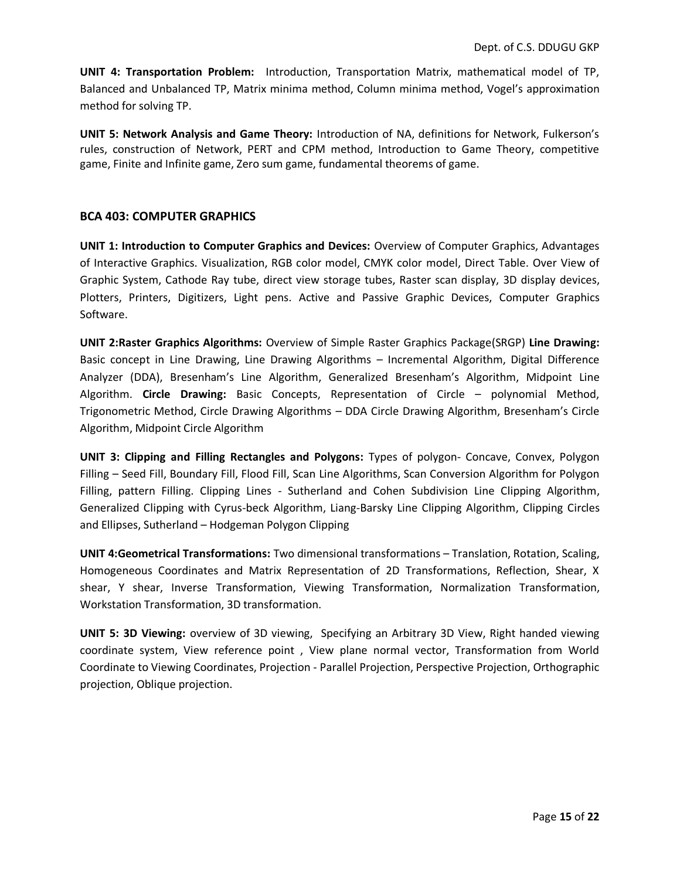**UNIT 4: Transportation Problem:** Introduction, Transportation Matrix, mathematical model of TP, Balanced and Unbalanced TP, Matrix minima method, Column minima method, Vogel's approximation method for solving TP.

**UNIT 5: Network Analysis and Game Theory:** Introduction of NA, definitions for Network, Fulkerson's rules, construction of Network, PERT and CPM method, Introduction to Game Theory, competitive game, Finite and Infinite game, Zero sum game, fundamental theorems of game.

## BCA 403: COMPUTER GRAPHICS

**UNIT 1: Introduction to Computer Graphics and Devices:** Overview of Computer Graphics, Advantages of Interactive Graphics. Visualization, RGB color model, CMYK color model, Direct Table. Over View of Graphic System, Cathode Ray tube, direct view storage tubes, Raster scan display, 3D display devices, Plotters, Printers, Digitizers, Light pens. Active and Passive Graphic Devices, Computer Graphics Software.

**UNIT 2:Raster Graphics Algorithms:** Overview of Simple Raster Graphics Package(SRGP) **Line Drawing:** Basic concept in Line Drawing, Line Drawing Algorithms – Incremental Algorithm, Digital Difference Analyzer (DDA), Bresenham's Line Algorithm, Generalized Bresenham's Algorithm, Midpoint Line Algorithm. **Circle Drawing:** Basic Concepts, Representation of Circle – polynomial Method, Trigonometric Method, Circle Drawing Algorithms – DDA Circle Drawing Algorithm, Bresenham's Circle Algorithm, Midpoint Circle Algorithm

**UNIT 3: Clipping and Filling Rectangles and Polygons:** Types of polygon- Concave, Convex, Polygon Filling – Seed Fill, Boundary Fill, Flood Fill, Scan Line Algorithms, Scan Conversion Algorithm for Polygon Filling, pattern Filling. Clipping Lines - Sutherland and Cohen Subdivision Line Clipping Algorithm, Generalized Clipping with Cyrus-beck Algorithm, Liang-Barsky Line Clipping Algorithm, Clipping Circles and Ellipses, Sutherland – Hodgeman Polygon Clipping

**UNIT 4:Geometrical Transformations:** Two dimensional transformations – Translation, Rotation, Scaling, Homogeneous Coordinates and Matrix Representation of 2D Transformations, Reflection, Shear, X shear, Y shear, Inverse Transformation, Viewing Transformation, Normalization Transformation, Workstation Transformation, 3D transformation.

**UNIT 5: 3D Viewing:** overview of 3D viewing, Specifying an Arbitrary 3D View, Right handed viewing coordinate system, View reference point , View plane normal vector, Transformation from World Coordinate to Viewing Coordinates, Projection - Parallel Projection, Perspective Projection, Orthographic projection, Oblique projection.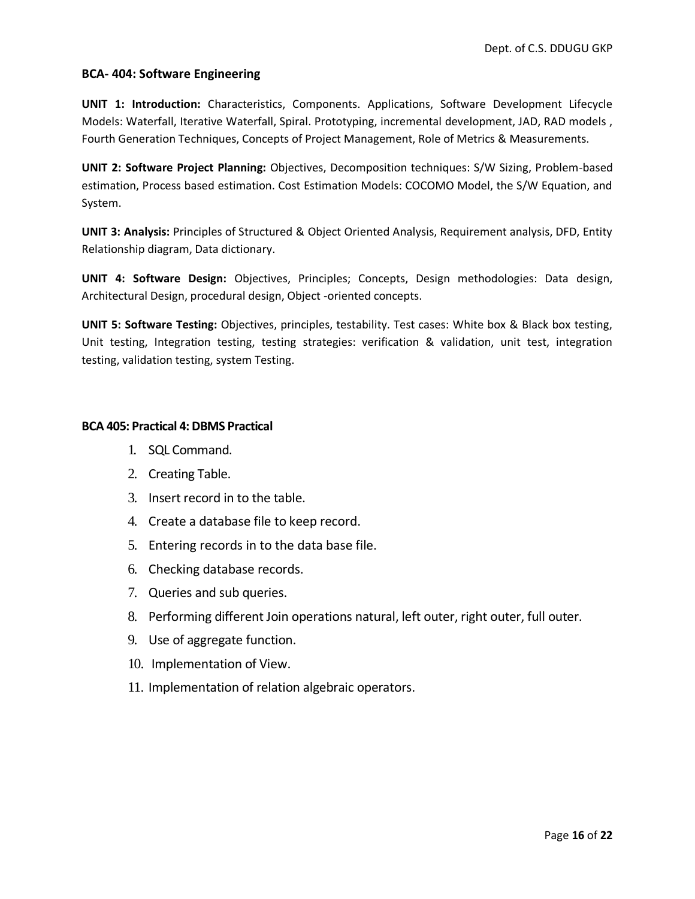### BCA- 404: Software Engineering

**UNIT 1: Introduction:** Characteristics, Components. Applications, Software Development Lifecycle Models: Waterfall, Iterative Waterfall, Spiral. Prototyping, incremental development, JAD, RAD models , Fourth Generation Techniques, Concepts of Project Management, Role of Metrics & Measurements.

**UNIT 2: Software Project Planning:** Objectives, Decomposition techniques: S/W Sizing, Problem-based estimation, Process based estimation. Cost Estimation Models: COCOMO Model, the S/W Equation, and System.

**UNIT 3: Analysis:** Principles of Structured & Object Oriented Analysis, Requirement analysis, DFD, Entity Relationship diagram, Data dictionary.

**UNIT 4: Software Design:** Objectives, Principles; Concepts, Design methodologies: Data design, Architectural Design, procedural design, Object -oriented concepts.

**UNIT 5: Software Testing:** Objectives, principles, testability. Test cases: White box & Black box testing, Unit testing, Integration testing, testing strategies: verification & validation, unit test, integration testing, validation testing, system Testing.

### BCA 405: Practical 4: DBMS Practical

1. SQL Command.
2. Creating Table.
3. Insert record in to the table.
4. Create a database file to keep record.
5. Entering records in to the data base file.
6. Checking database records.
7. Queries and sub queries.
8. Performing different Join operations natural, left outer, right outer, full outer.
9. Use of aggregate function.
10. Implementation of View.
11. Implementation of relation algebraic operators.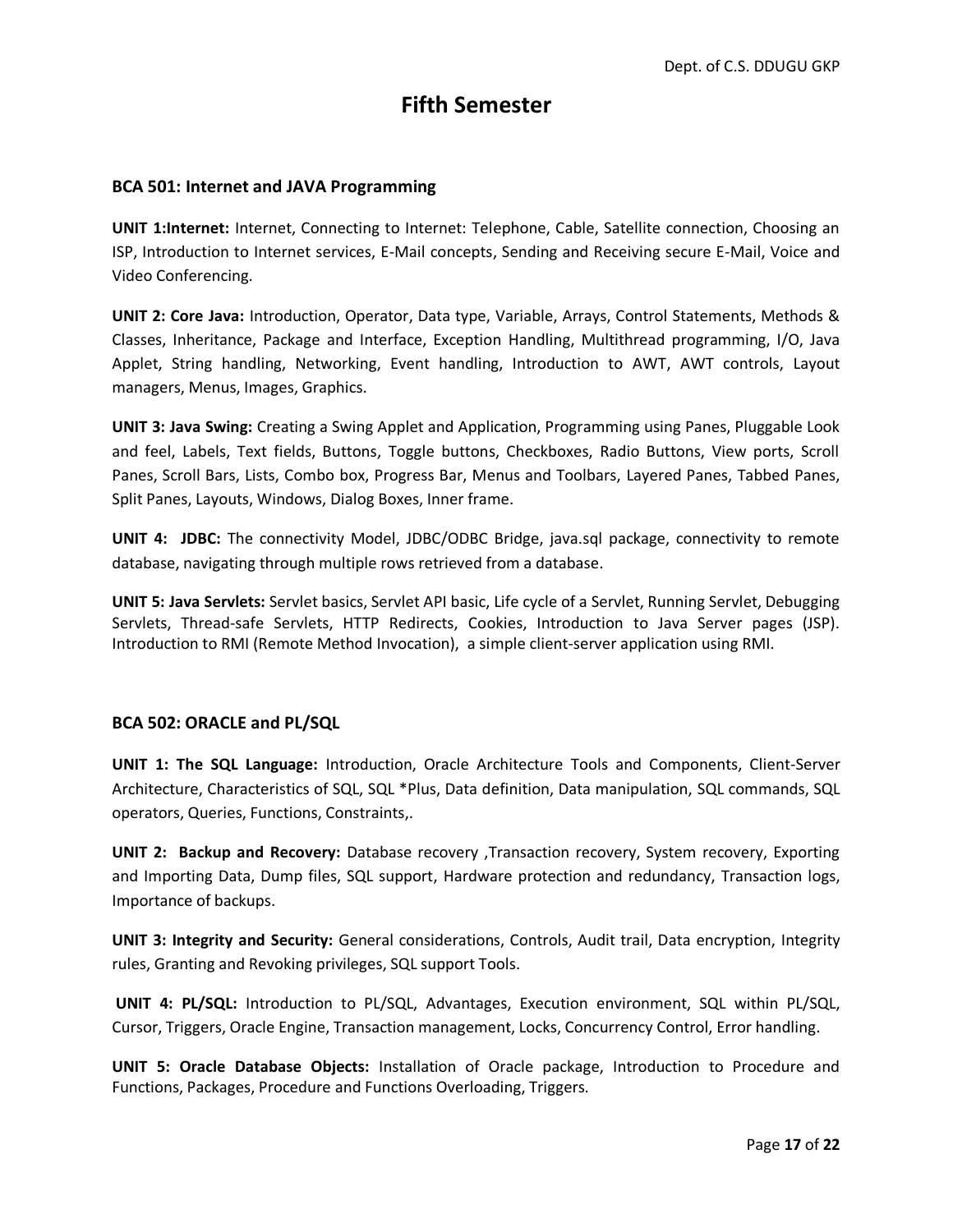# Fifth Semester

### BCA 501: Internet and JAVA Programming

**UNIT 1:Internet:** Internet, Connecting to Internet: Telephone, Cable, Satellite connection, Choosing an ISP, Introduction to Internet services, E-Mail concepts, Sending and Receiving secure E-Mail, Voice and Video Conferencing.

**UNIT 2: Core Java:** Introduction, Operator, Data type, Variable, Arrays, Control Statements, Methods & Classes, Inheritance, Package and Interface, Exception Handling, Multithread programming, I/O, Java Applet, String handling, Networking, Event handling, Introduction to AWT, AWT controls, Layout managers, Menus, Images, Graphics.

**UNIT 3: Java Swing:** Creating a Swing Applet and Application, Programming using Panes, Pluggable Look and feel, Labels, Text fields, Buttons, Toggle buttons, Checkboxes, Radio Buttons, View ports, Scroll Panes, Scroll Bars, Lists, Combo box, Progress Bar, Menus and Toolbars, Layered Panes, Tabbed Panes, Split Panes, Layouts, Windows, Dialog Boxes, Inner frame.

**UNIT 4: JDBC:** The connectivity Model, JDBC/ODBC Bridge, java.sql package, connectivity to remote database, navigating through multiple rows retrieved from a database.

**UNIT 5: Java Servlets:** Servlet basics, Servlet API basic, Life cycle of a Servlet, Running Servlet, Debugging Servlets, Thread-safe Servlets, HTTP Redirects, Cookies, Introduction to Java Server pages (JSP). Introduction to RMI (Remote Method Invocation), a simple client-server application using RMI.

### BCA 502: ORACLE and PL/SQL

**UNIT 1: The SQL Language:** Introduction, Oracle Architecture Tools and Components, Client-Server Architecture, Characteristics of SQL, SQL *Plus, Data definition, Data manipulation, SQL commands, SQL operators, Queries, Functions, Constraints,.

**UNIT 2: Backup and Recovery:** Database recovery ,Transaction recovery, System recovery, Exporting and Importing Data, Dump files, SQL support, Hardware protection and redundancy, Transaction logs, Importance of backups.

**UNIT 3: Integrity and Security:** General considerations, Controls, Audit trail, Data encryption, Integrity rules, Granting and Revoking privileges, SQL support Tools.

**UNIT 4: PL/SQL:** Introduction to PL/SQL, Advantages, Execution environment, SQL within PL/SQL, Cursor, Triggers, Oracle Engine, Transaction management, Locks, Concurrency Control, Error handling.

**UNIT 5: Oracle Database Objects:** Installation of Oracle package, Introduction to Procedure and Functions, Packages, Procedure and Functions Overloading, Triggers.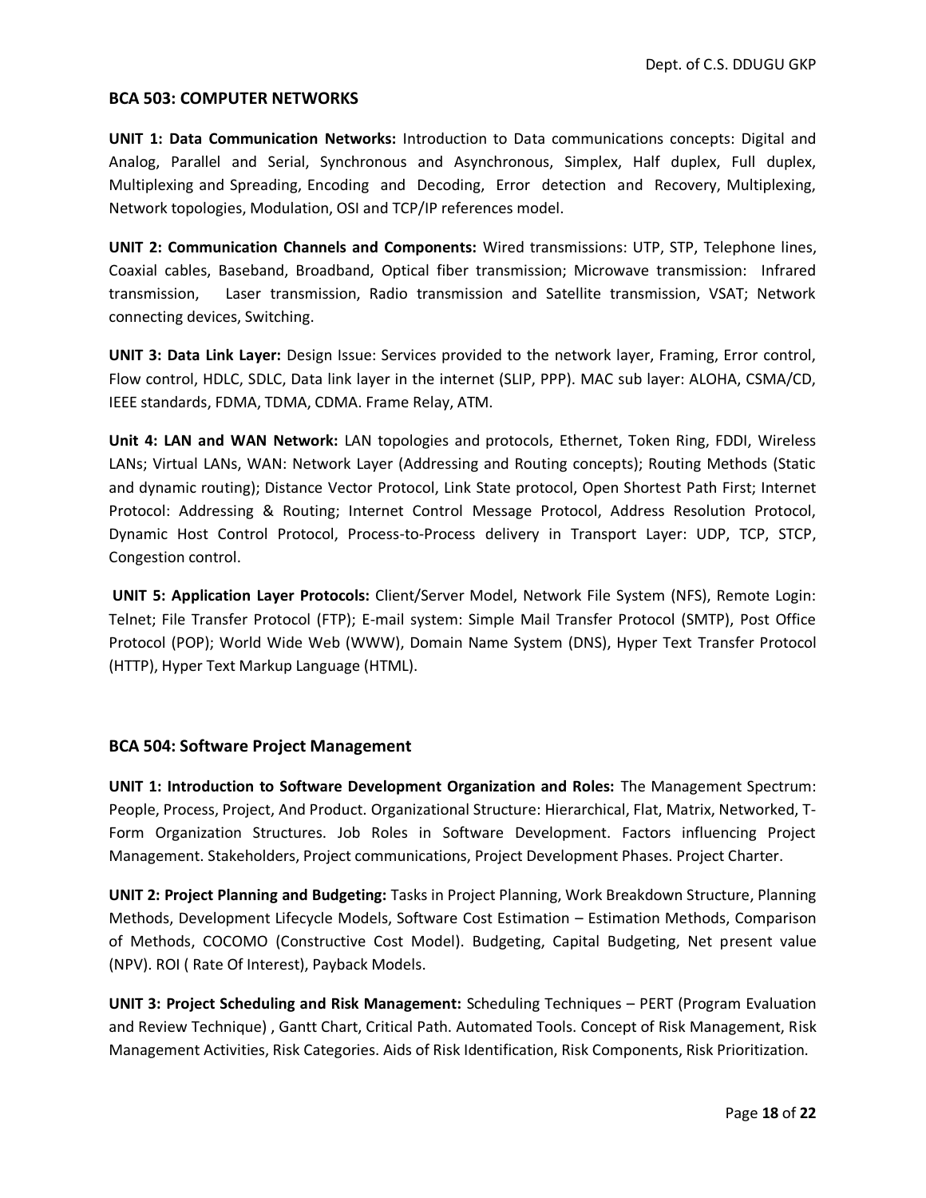## BCA 503: COMPUTER NETWORKS

**UNIT 1: Data Communication Networks:** Introduction to Data communications concepts: Digital and Analog, Parallel and Serial, Synchronous and Asynchronous, Simplex, Half duplex, Full duplex, Multiplexing and Spreading, Encoding and Decoding, Error detection and Recovery, Multiplexing, Network topologies, Modulation, OSI and TCP/IP references model.

**UNIT 2: Communication Channels and Components:** Wired transmissions: UTP, STP, Telephone lines, Coaxial cables, Baseband, Broadband, Optical fiber transmission; Microwave transmission: Infrared transmission, Laser transmission, Radio transmission and Satellite transmission, VSAT; Network connecting devices, Switching.

**UNIT 3: Data Link Layer:** Design Issue: Services provided to the network layer, Framing, Error control, Flow control, HDLC, SDLC, Data link layer in the internet (SLIP, PPP). MAC sub layer: ALOHA, CSMA/CD, IEEE standards, FDMA, TDMA, CDMA. Frame Relay, ATM.

**Unit 4: LAN and WAN Network:** LAN topologies and protocols, Ethernet, Token Ring, FDDI, Wireless LANs; Virtual LANs, WAN: Network Layer (Addressing and Routing concepts); Routing Methods (Static and dynamic routing); Distance Vector Protocol, Link State protocol, Open Shortest Path First; Internet Protocol: Addressing & Routing; Internet Control Message Protocol, Address Resolution Protocol, Dynamic Host Control Protocol, Process-to-Process delivery in Transport Layer: UDP, TCP, STCP, Congestion control.

**UNIT 5: Application Layer Protocols:** Client/Server Model, Network File System (NFS), Remote Login: Telnet; File Transfer Protocol (FTP); E-mail system: Simple Mail Transfer Protocol (SMTP), Post Office Protocol (POP); World Wide Web (WWW), Domain Name System (DNS), Hyper Text Transfer Protocol (HTTP), Hyper Text Markup Language (HTML).

## BCA 504: Software Project Management

**UNIT 1: Introduction to Software Development Organization and Roles:** The Management Spectrum: People, Process, Project, And Product. Organizational Structure: Hierarchical, Flat, Matrix, Networked, T-Form Organization Structures. Job Roles in Software Development. Factors influencing Project Management. Stakeholders, Project communications, Project Development Phases. Project Charter.

**UNIT 2: Project Planning and Budgeting:** Tasks in Project Planning, Work Breakdown Structure, Planning Methods, Development Lifecycle Models, Software Cost Estimation – Estimation Methods, Comparison of Methods, COCOMO (Constructive Cost Model). Budgeting, Capital Budgeting, Net present value (NPV). ROI ( Rate Of Interest), Payback Models.

**UNIT 3: Project Scheduling and Risk Management:** Scheduling Techniques – PERT (Program Evaluation and Review Technique) , Gantt Chart, Critical Path. Automated Tools. Concept of Risk Management, Risk Management Activities, Risk Categories. Aids of Risk Identification, Risk Components, Risk Prioritization.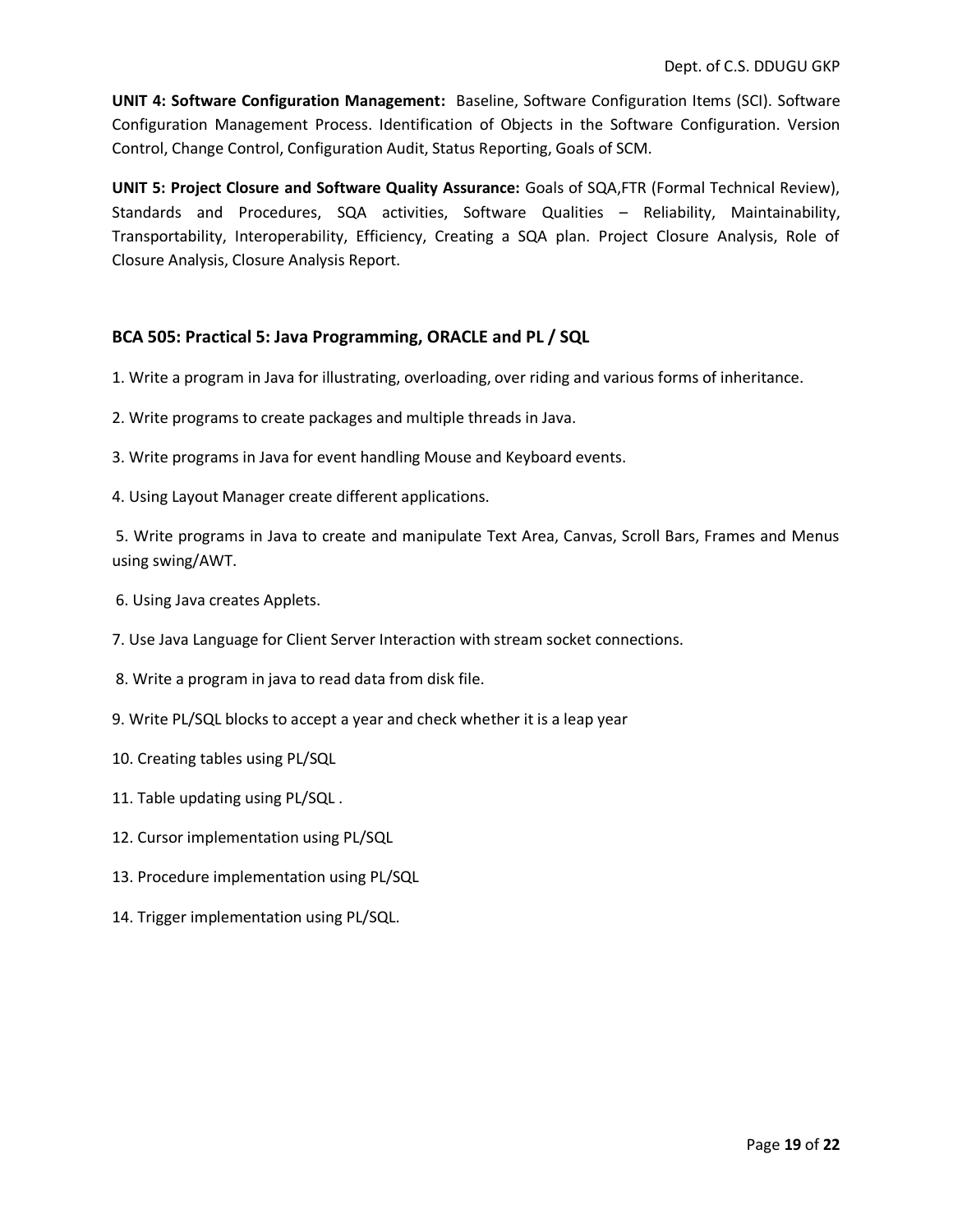**UNIT 4: Software Configuration Management:** Baseline, Software Configuration Items (SCI). Software Configuration Management Process. Identification of Objects in the Software Configuration. Version Control, Change Control, Configuration Audit, Status Reporting, Goals of SCM.

**UNIT 5: Project Closure and Software Quality Assurance:** Goals of SQA,FTR (Formal Technical Review), Standards and Procedures, SQA activities, Software Qualities – Reliability, Maintainability, Transportability, Interoperability, Efficiency, Creating a SQA plan. Project Closure Analysis, Role of Closure Analysis, Closure Analysis Report.

## BCA 505: Practical 5: Java Programming, ORACLE and PL / SQL

1. Write a program in Java for illustrating, overloading, over riding and various forms of inheritance.

2. Write programs to create packages and multiple threads in Java.

3. Write programs in Java for event handling Mouse and Keyboard events.

4. Using Layout Manager create different applications.

5. Write programs in Java to create and manipulate Text Area, Canvas, Scroll Bars, Frames and Menus using swing/AWT.

6. Using Java creates Applets.

7. Use Java Language for Client Server Interaction with stream socket connections.

8. Write a program in java to read data from disk file.

9. Write PL/SQL blocks to accept a year and check whether it is a leap year

10. Creating tables using PL/SQL

11. Table updating using PL/SQL .

12. Cursor implementation using PL/SQL

13. Procedure implementation using PL/SQL

14. Trigger implementation using PL/SQL.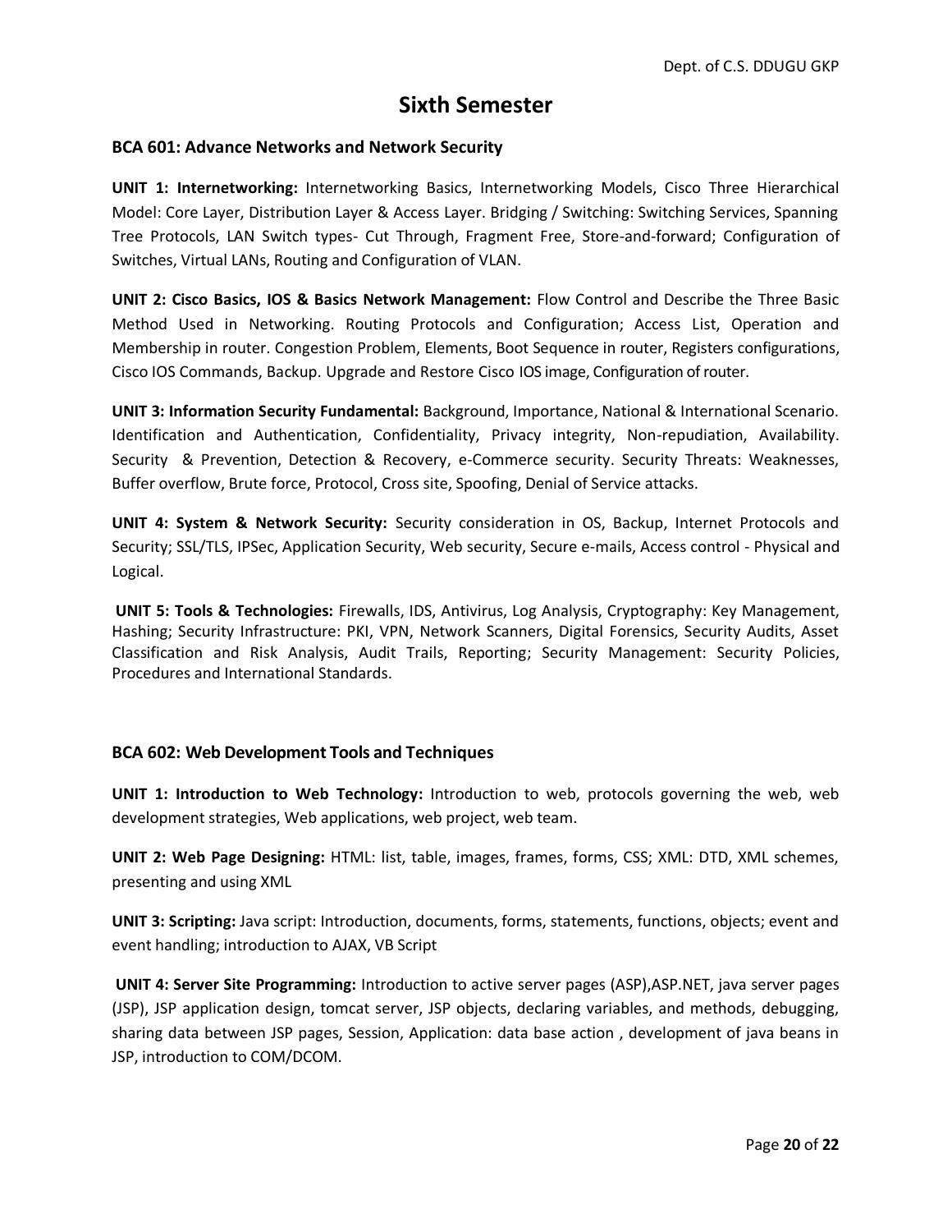# Sixth Semester

### BCA 601: Advance Networks and Network Security

**UNIT 1: Internetworking:** Internetworking Basics, Internetworking Models, Cisco Three Hierarchical Model: Core Layer, Distribution Layer & Access Layer. Bridging / Switching: Switching Services, Spanning Tree Protocols, LAN Switch types- Cut Through, Fragment Free, Store-and-forward; Configuration of Switches, Virtual LANs, Routing and Configuration of VLAN.

**UNIT 2: Cisco Basics, IOS & Basics Network Management:** Flow Control and Describe the Three Basic Method Used in Networking. Routing Protocols and Configuration; Access List, Operation and Membership in router. Congestion Problem, Elements, Boot Sequence in router, Registers configurations, Cisco IOS Commands, Backup. Upgrade and Restore Cisco IOS image, Configuration of router.

**UNIT 3: Information Security Fundamental:** Background, Importance, National & International Scenario. Identification and Authentication, Confidentiality, Privacy integrity, Non-repudiation, Availability. Security & Prevention, Detection & Recovery, e-Commerce security. Security Threats: Weaknesses, Buffer overflow, Brute force, Protocol, Cross site, Spoofing, Denial of Service attacks.

**UNIT 4: System & Network Security:** Security consideration in OS, Backup, Internet Protocols and Security; SSL/TLS, IPSec, Application Security, Web security, Secure e-mails, Access control - Physical and Logical.

**UNIT 5: Tools & Technologies:** Firewalls, IDS, Antivirus, Log Analysis, Cryptography: Key Management, Hashing; Security Infrastructure: PKI, VPN, Network Scanners, Digital Forensics, Security Audits, Asset Classification and Risk Analysis, Audit Trails, Reporting; Security Management: Security Policies, Procedures and International Standards.

### BCA 602: Web Development Tools and Techniques

**UNIT 1: Introduction to Web Technology:** Introduction to web, protocols governing the web, web development strategies, Web applications, web project, web team.

**UNIT 2: Web Page Designing:** HTML: list, table, images, frames, forms, CSS; XML: DTD, XML schemes, presenting and using XML

**UNIT 3: Scripting:** Java script: Introduction, documents, forms, statements, functions, objects; event and event handling; introduction to AJAX, VB Script

**UNIT 4: Server Site Programming:** Introduction to active server pages (ASP),ASP.NET, java server pages (JSP), JSP application design, tomcat server, JSP objects, declaring variables, and methods, debugging, sharing data between JSP pages, Session, Application: data base action , development of java beans in JSP, introduction to COM/DCOM.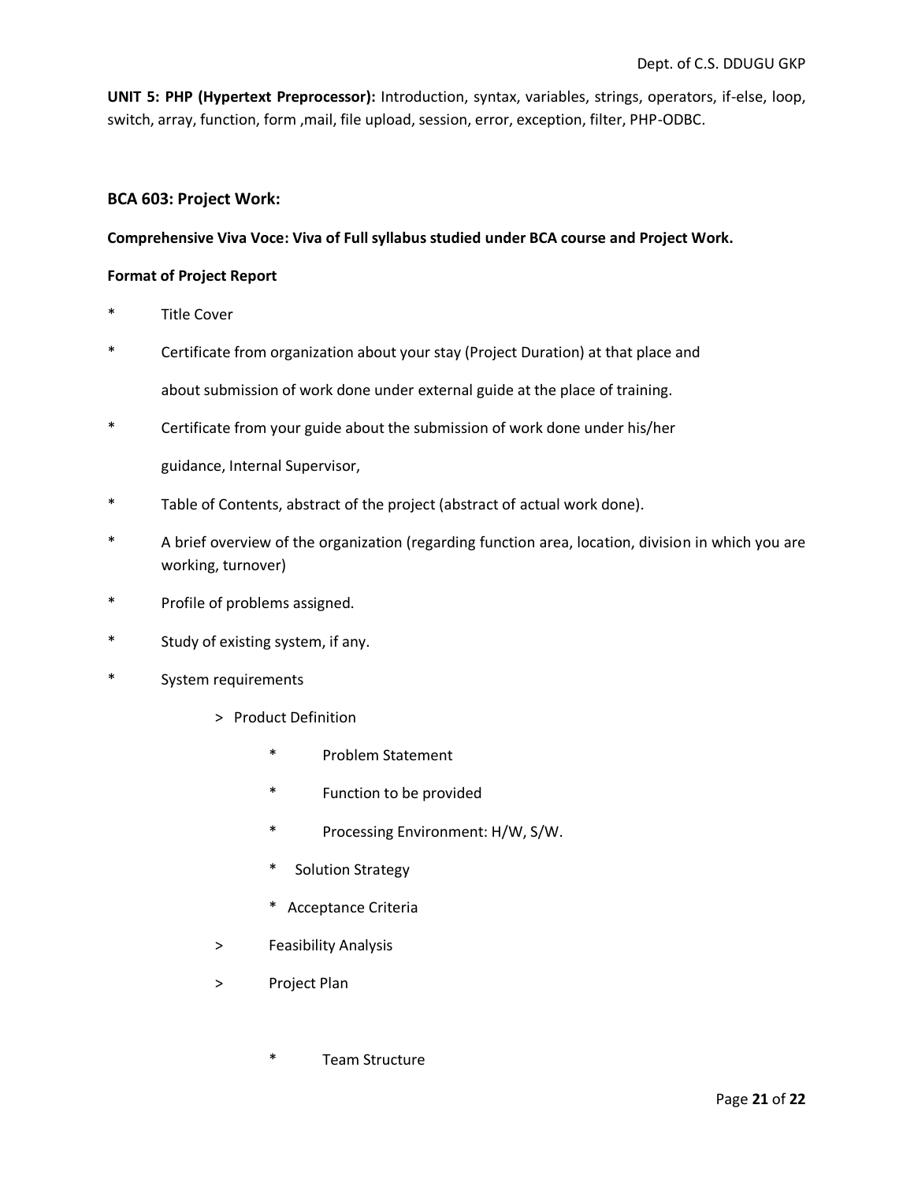**UNIT 5: PHP (Hypertext Preprocessor):** Introduction, syntax, variables, strings, operators, if-else, loop, switch, array, function, form ,mail, file upload, session, error, exception, filter, PHP-ODBC.

### BCA 603: Project Work:

**Comprehensive Viva Voce: Viva of Full syllabus studied under BCA course and Project Work.**

**Format of Project Report**

* Title Cover
* Certificate from organization about your stay (Project Duration) at that place and about submission of work done under external guide at the place of training.
* Certificate from your guide about the submission of work done under his/her guidance, Internal Supervisor,
* Table of Contents, abstract of the project (abstract of actual work done).
* A brief overview of the organization (regarding function area, location, division in which you are working, turnover)
* Profile of problems assigned.
* Study of existing system, if any.
* System requirements
    * > Product Definition
        * Problem Statement
        * Function to be provided
        * Processing Environment: H/W, S/W.
        * Solution Strategy
        * Acceptance Criteria
    * > Feasibility Analysis
    * > Project Plan
        * Team Structure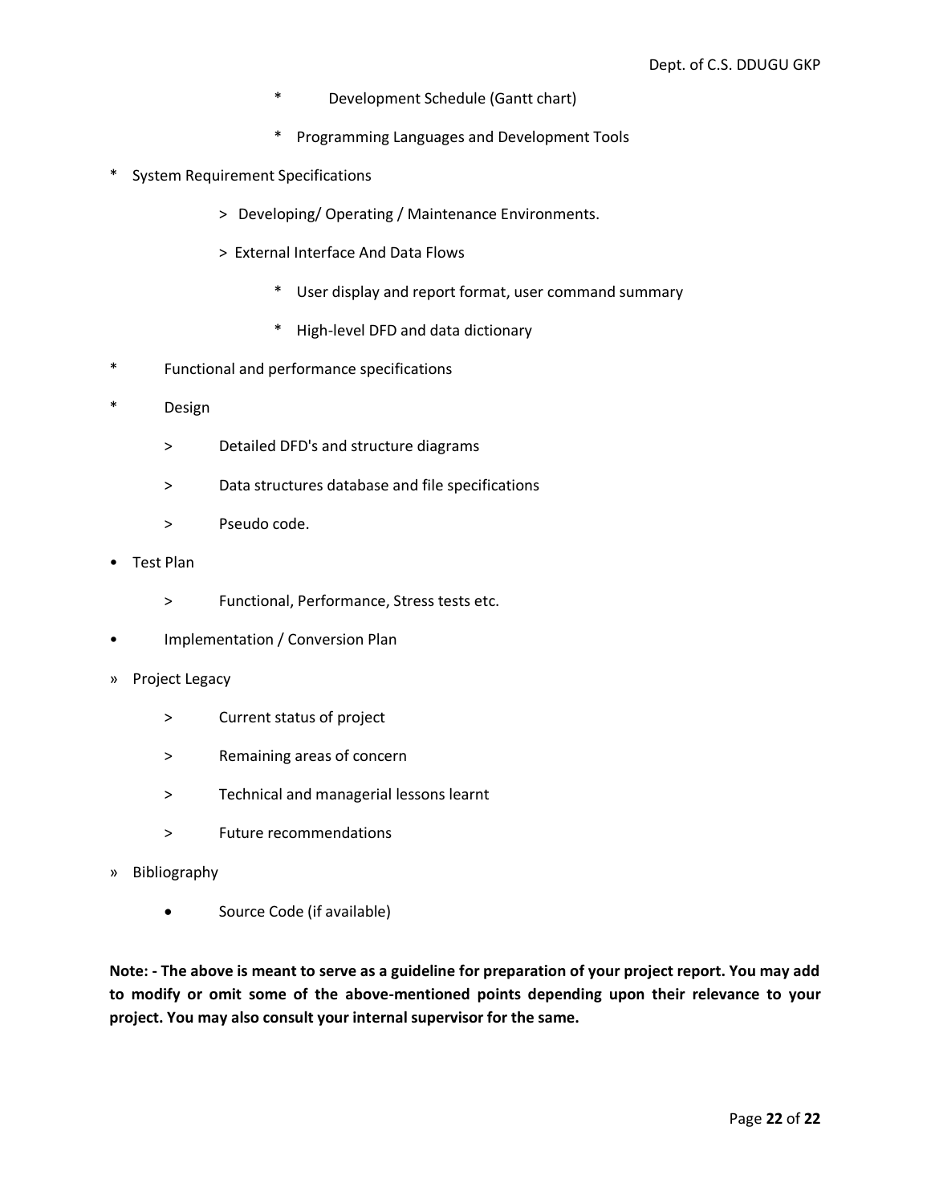* Development Schedule (Gantt chart)

* Programming Languages and Development Tools

* System Requirement Specifications

  > Developing/ Operating / Maintenance Environments.

  > External Interface And Data Flows

  * User display and report format, user command summary

  * High-level DFD and data dictionary

* Functional and performance specifications

* Design

  > Detailed DFD's and structure diagrams

  > Data structures database and file specifications

  > Pseudo code.

• Test Plan

  > Functional, Performance, Stress tests etc.

• Implementation / Conversion Plan

» Project Legacy

  > Current status of project

  > Remaining areas of concern

  > Technical and managerial lessons learnt

  > Future recommendations

» Bibliography

  • Source Code (if available)

**Note: - The above is meant to serve as a guideline for preparation of your project report. You may add to modify or omit some of the above-mentioned points depending upon their relevance to your project. You may also consult your internal supervisor for the same.**